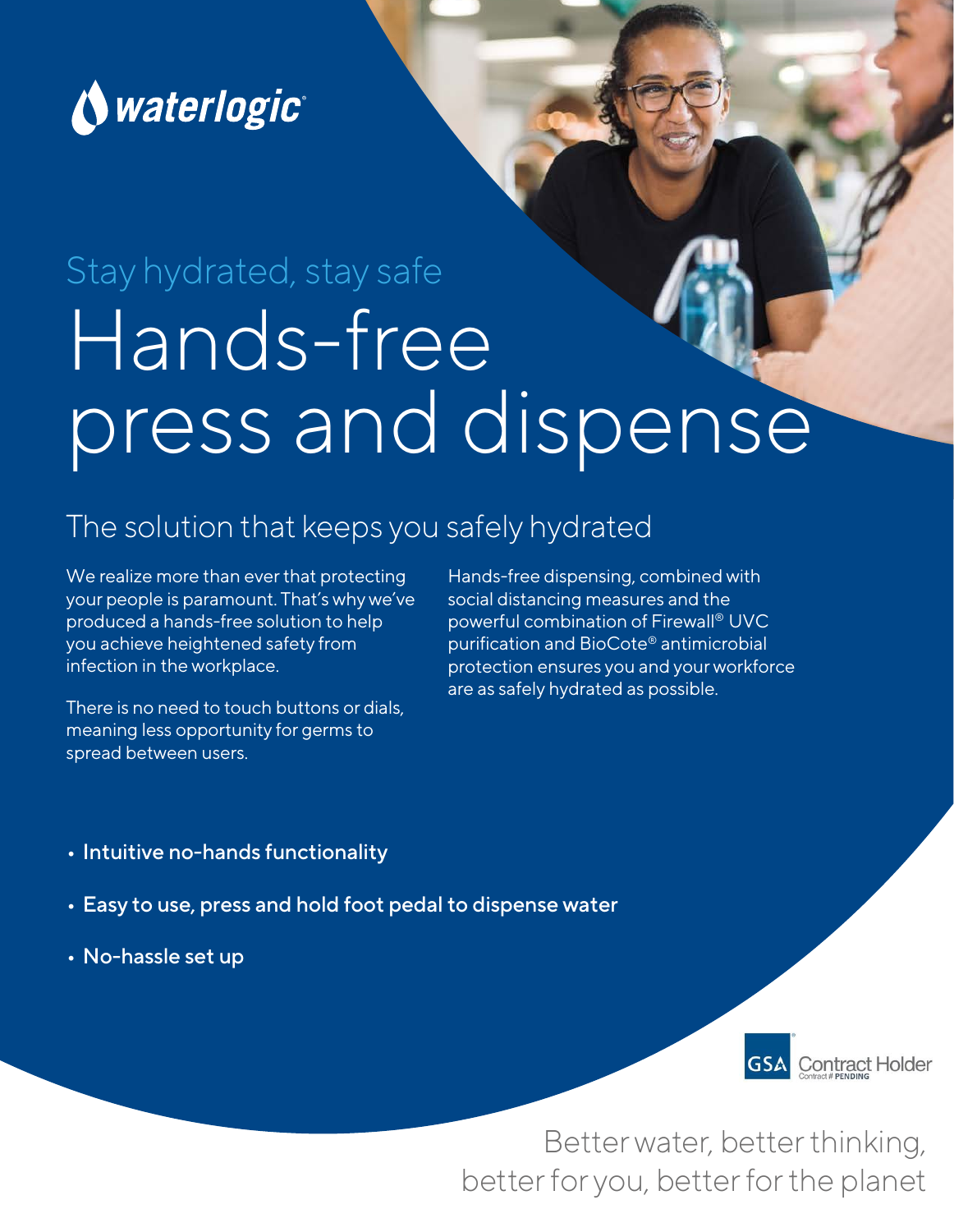waterlogic®

Stay hydrated, stay safe

# Hands-free press and dispense

## The solution that keeps you safely hydrated

We realize more than ever that protecting your people is paramount. That's why we've produced a hands-free solution to help you achieve heightened safety from infection in the workplace.

There is no need to touch buttons or dials, meaning less opportunity for germs to spread between users.

Hands-free dispensing, combined with social distancing measures and the powerful combination of Firewall® UVC purification and BioCote® antimicrobial protection ensures you and your workforce are as safely hydrated as possible.

- **Intuitive no-hands functionality**
- **Easy to use, press and hold foot pedal to dispense water**
- **No-hassle set up**

GSA Contract Holder
Contract # PENDING

Better water, better thinking, better for you, better for the planet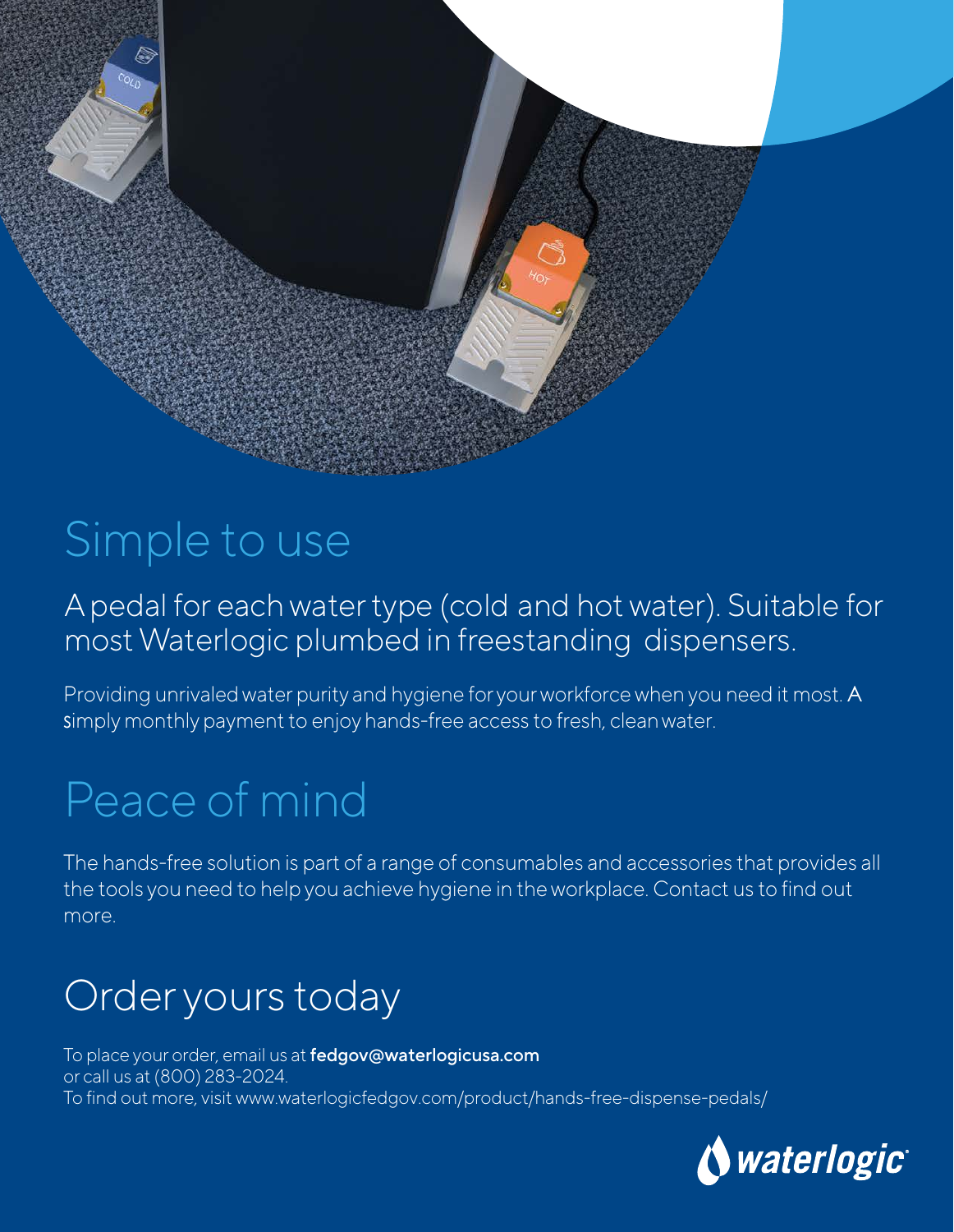## Simple to use

A pedal for each water type (cold and hot water). Suitable for most Waterlogic plumbed in freestanding dispensers.

Providing unrivaled water purity and hygiene for your workforce when you need it most. A simply monthly payment to enjoy hands-free access to fresh, clean water.

## Peace of mind

The hands-free solution is part of a range of consumables and accessories that provides all the tools you need to help you achieve hygiene in the workplace. Contact us to find out more.

## Order yours today

To place your order, email us at **fedgov@waterlogicusa.com**
or call us at (800) 283-2024.
To find out more, visit www.waterlogicfedgov.com/product/hands-free-dispense-pedals/

waterlogic